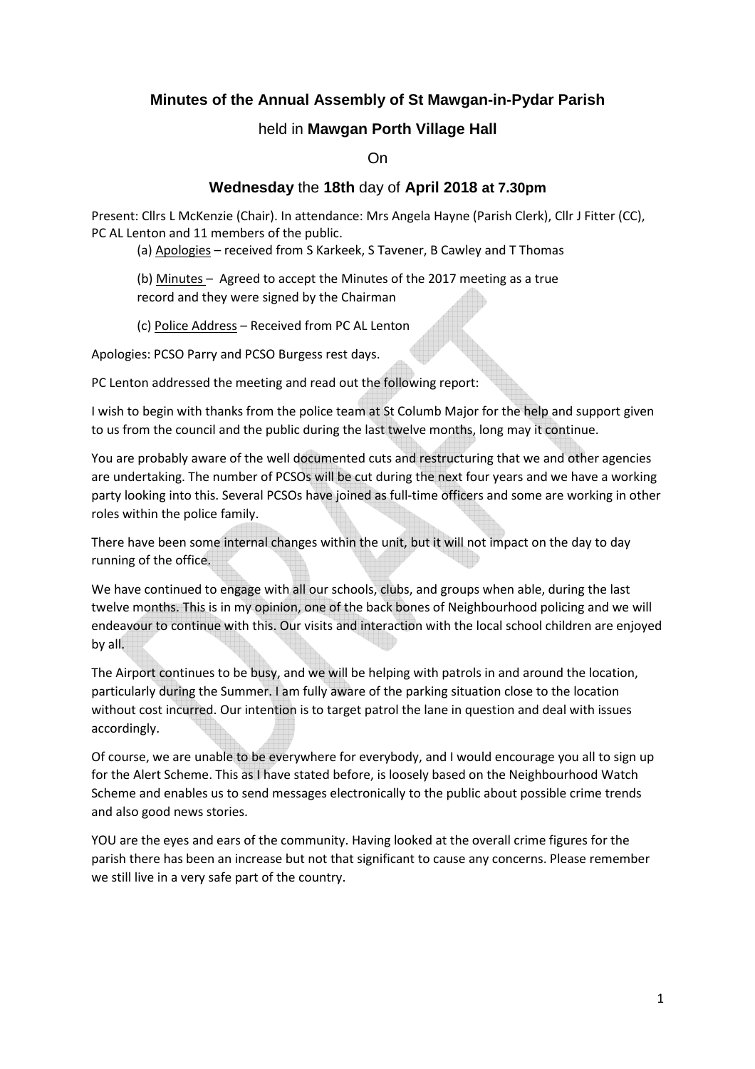## Minutes of the Annual Assembly of St Mawgan-in-Pydar Parish

held in **Mawgan Porth Village Hall**

On

**Wednesday** the **18th** day of **April 2018 at 7.30pm**

Present: Cllrs L McKenzie (Chair). In attendance: Mrs Angela Hayne (Parish Clerk), Cllr J Fitter (CC), PC AL Lenton and 11 members of the public.

(a) Apologies – received from S Karkeek, S Tavener, B Cawley and T Thomas

(b) Minutes – Agreed to accept the Minutes of the 2017 meeting as a true record and they were signed by the Chairman

(c) Police Address – Received from PC AL Lenton

Apologies: PCSO Parry and PCSO Burgess rest days.

PC Lenton addressed the meeting and read out the following report:

I wish to begin with thanks from the police team at St Columb Major for the help and support given to us from the council and the public during the last twelve months, long may it continue.

You are probably aware of the well documented cuts and restructuring that we and other agencies are undertaking. The number of PCSOs will be cut during the next four years and we have a working party looking into this. Several PCSOs have joined as full-time officers and some are working in other roles within the police family.

There have been some internal changes within the unit, but it will not impact on the day to day running of the office.

We have continued to engage with all our schools, clubs, and groups when able, during the last twelve months. This is in my opinion, one of the back bones of Neighbourhood policing and we will endeavour to continue with this. Our visits and interaction with the local school children are enjoyed by all.

The Airport continues to be busy, and we will be helping with patrols in and around the location, particularly during the Summer. I am fully aware of the parking situation close to the location without cost incurred. Our intention is to target patrol the lane in question and deal with issues accordingly.

Of course, we are unable to be everywhere for everybody, and I would encourage you all to sign up for the Alert Scheme. This as I have stated before, is loosely based on the Neighbourhood Watch Scheme and enables us to send messages electronically to the public about possible crime trends and also good news stories.

YOU are the eyes and ears of the community. Having looked at the overall crime figures for the parish there has been an increase but not that significant to cause any concerns. Please remember we still live in a very safe part of the country.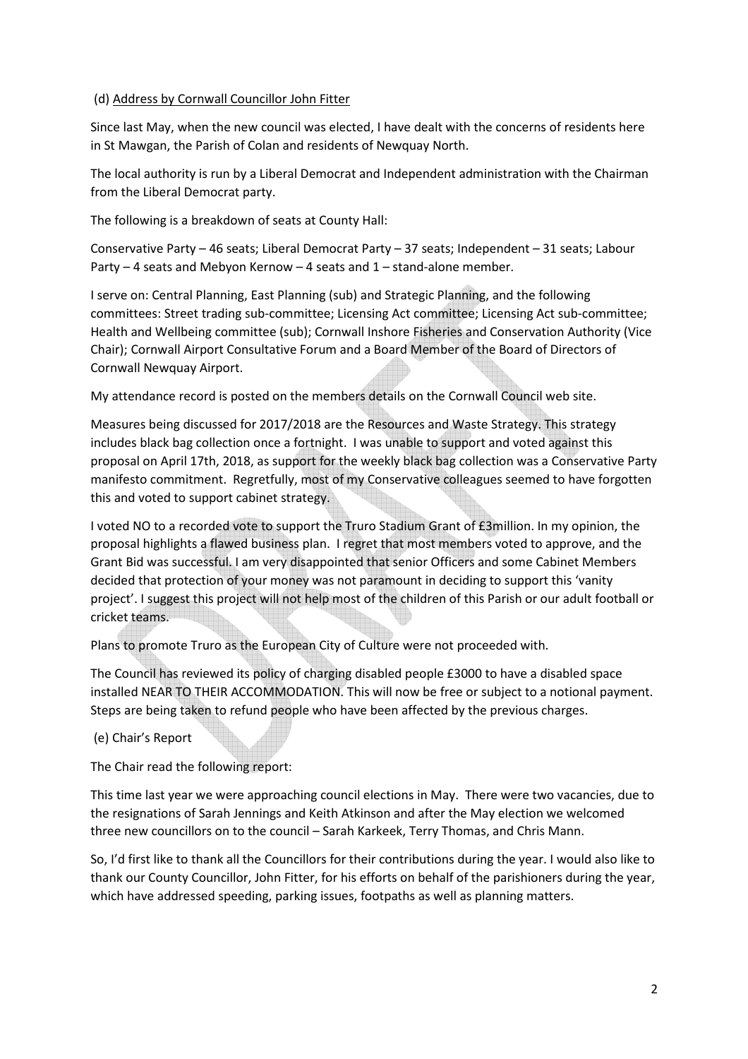(d) Address by Cornwall Councillor John Fitter

Since last May, when the new council was elected, I have dealt with the concerns of residents here in St Mawgan, the Parish of Colan and residents of Newquay North.

The local authority is run by a Liberal Democrat and Independent administration with the Chairman from the Liberal Democrat party.

The following is a breakdown of seats at County Hall:

Conservative Party – 46 seats; Liberal Democrat Party – 37 seats; Independent – 31 seats; Labour Party – 4 seats and Mebyon Kernow – 4 seats and 1 – stand-alone member.

I serve on: Central Planning, East Planning (sub) and Strategic Planning, and the following committees: Street trading sub-committee; Licensing Act committee; Licensing Act sub-committee; Health and Wellbeing committee (sub); Cornwall Inshore Fisheries and Conservation Authority (Vice Chair); Cornwall Airport Consultative Forum and a Board Member of the Board of Directors of Cornwall Newquay Airport.

My attendance record is posted on the members details on the Cornwall Council web site.

Measures being discussed for 2017/2018 are the Resources and Waste Strategy. This strategy includes black bag collection once a fortnight. I was unable to support and voted against this proposal on April 17th, 2018, as support for the weekly black bag collection was a Conservative Party manifesto commitment. Regretfully, most of my Conservative colleagues seemed to have forgotten this and voted to support cabinet strategy.

I voted NO to a recorded vote to support the Truro Stadium Grant of £3million. In my opinion, the proposal highlights a flawed business plan. I regret that most members voted to approve, and the Grant Bid was successful. I am very disappointed that senior Officers and some Cabinet Members decided that protection of your money was not paramount in deciding to support this 'vanity project'. I suggest this project will not help most of the children of this Parish or our adult football or cricket teams.

Plans to promote Truro as the European City of Culture were not proceeded with.

The Council has reviewed its policy of charging disabled people £3000 to have a disabled space installed NEAR TO THEIR ACCOMMODATION. This will now be free or subject to a notional payment. Steps are being taken to refund people who have been affected by the previous charges.

(e) Chair's Report

The Chair read the following report:

This time last year we were approaching council elections in May. There were two vacancies, due to the resignations of Sarah Jennings and Keith Atkinson and after the May election we welcomed three new councillors on to the council – Sarah Karkeek, Terry Thomas, and Chris Mann.

So, I'd first like to thank all the Councillors for their contributions during the year. I would also like to thank our County Councillor, John Fitter, for his efforts on behalf of the parishioners during the year, which have addressed speeding, parking issues, footpaths as well as planning matters.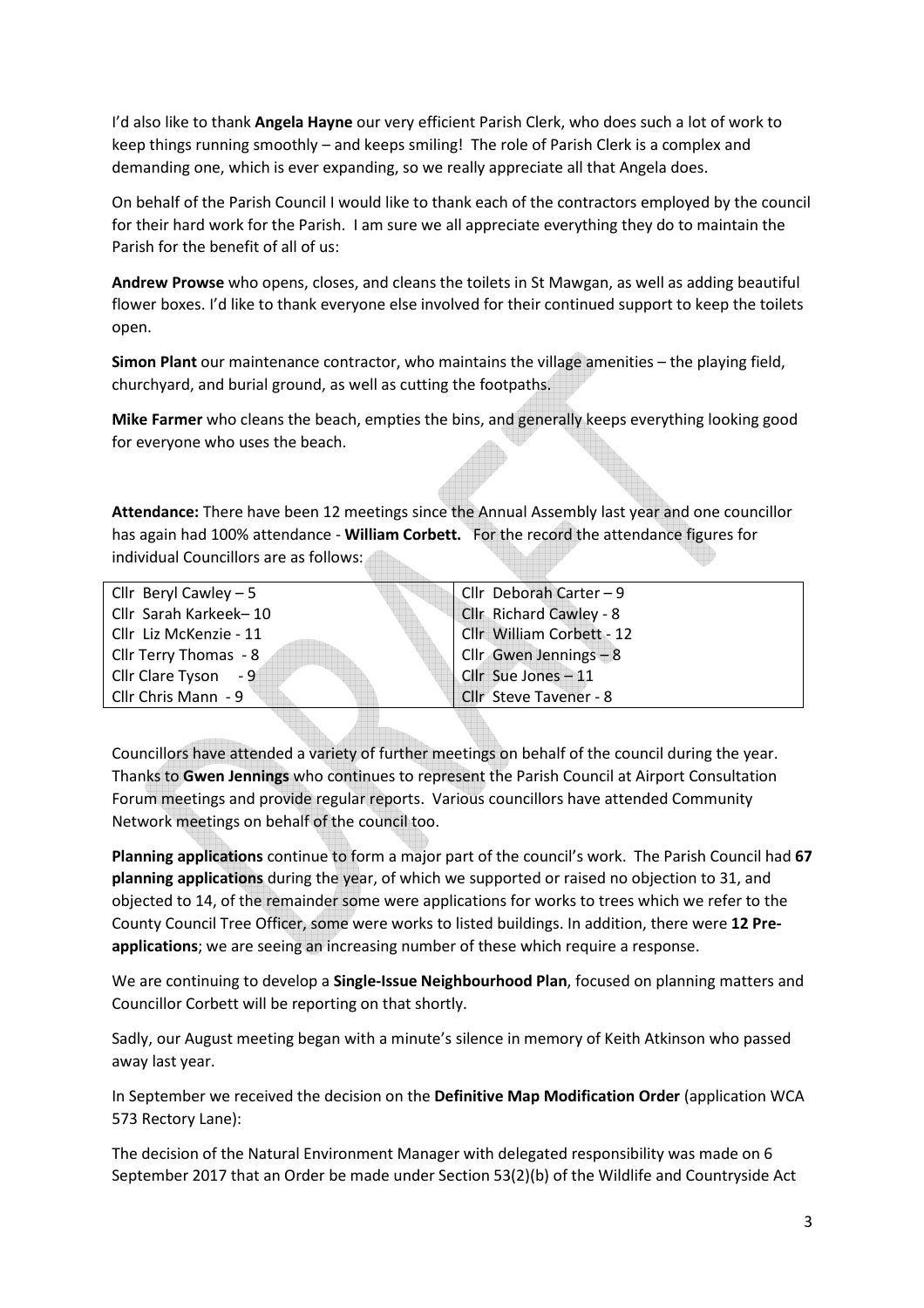I'd also like to thank **Angela Hayne** our very efficient Parish Clerk, who does such a lot of work to keep things running smoothly – and keeps smiling! The role of Parish Clerk is a complex and demanding one, which is ever expanding, so we really appreciate all that Angela does.

On behalf of the Parish Council I would like to thank each of the contractors employed by the council for their hard work for the Parish. I am sure we all appreciate everything they do to maintain the Parish for the benefit of all of us:

**Andrew Prowse** who opens, closes, and cleans the toilets in St Mawgan, as well as adding beautiful flower boxes. I'd like to thank everyone else involved for their continued support to keep the toilets open.

**Simon Plant** our maintenance contractor, who maintains the village amenities – the playing field, churchyard, and burial ground, as well as cutting the footpaths.

**Mike Farmer** who cleans the beach, empties the bins, and generally keeps everything looking good for everyone who uses the beach.

**Attendance:** There have been 12 meetings since the Annual Assembly last year and one councillor has again had 100% attendance - **William Corbett.** For the record the attendance figures for individual Councillors are as follows:

| | |
|---|---|
| Cllr Beryl Cawley – 5 | Cllr Deborah Carter – 9 |
| Cllr Sarah Karkeek– 10 | Cllr Richard Cawley - 8 |
| Cllr Liz McKenzie - 11 | Cllr William Corbett - 12 |
| Cllr Terry Thomas - 8 | Cllr Gwen Jennings – 8 |
| Cllr Clare Tyson - 9 | Cllr Sue Jones – 11 |
| Cllr Chris Mann - 9 | Cllr Steve Tavener - 8 |

Councillors have attended a variety of further meetings on behalf of the council during the year. Thanks to **Gwen Jennings** who continues to represent the Parish Council at Airport Consultation Forum meetings and provide regular reports. Various councillors have attended Community Network meetings on behalf of the council too.

**Planning applications** continue to form a major part of the council's work. The Parish Council had **67 planning applications** during the year, of which we supported or raised no objection to 31, and objected to 14, of the remainder some were applications for works to trees which we refer to the County Council Tree Officer, some were works to listed buildings. In addition, there were **12 Pre-applications**; we are seeing an increasing number of these which require a response.

We are continuing to develop a **Single-Issue Neighbourhood Plan**, focused on planning matters and Councillor Corbett will be reporting on that shortly.

Sadly, our August meeting began with a minute's silence in memory of Keith Atkinson who passed away last year.

In September we received the decision on the **Definitive Map Modification Order** (application WCA 573 Rectory Lane):

The decision of the Natural Environment Manager with delegated responsibility was made on 6 September 2017 that an Order be made under Section 53(2)(b) of the Wildlife and Countryside Act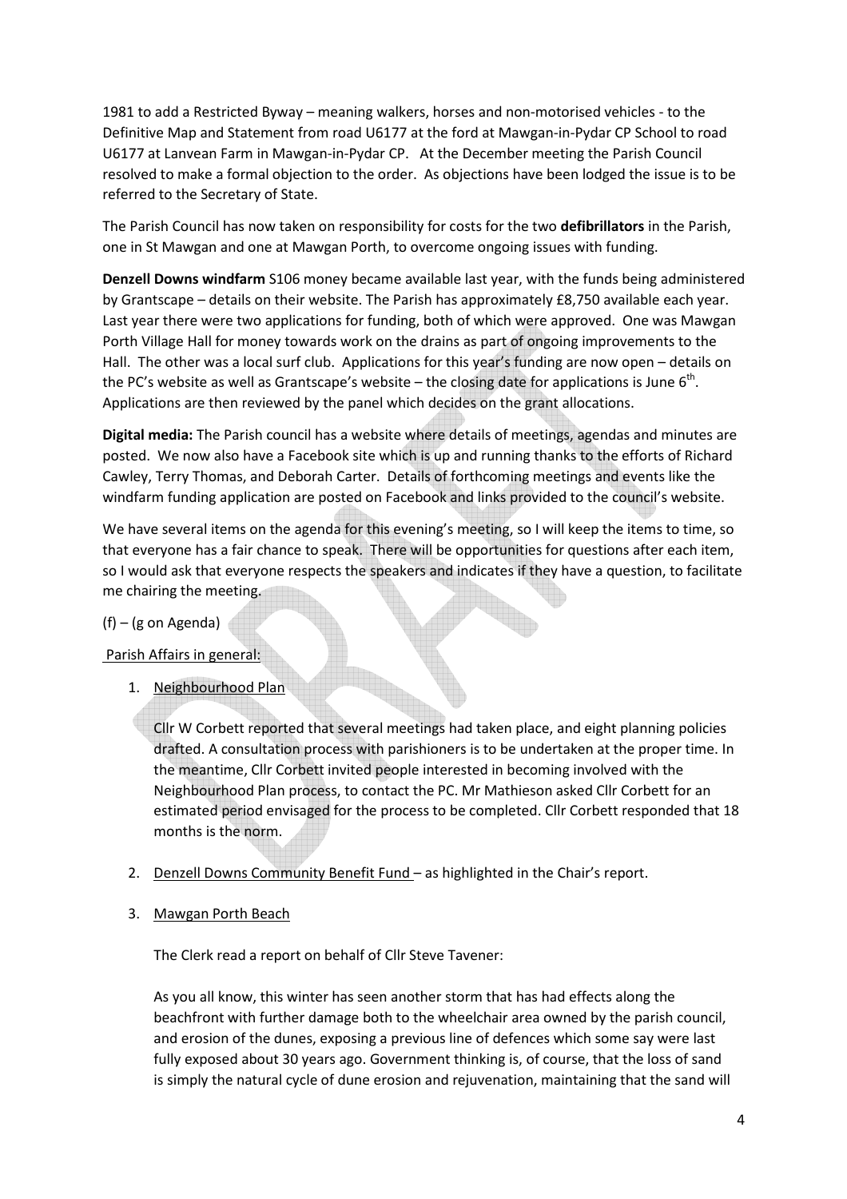1981 to add a Restricted Byway – meaning walkers, horses and non-motorised vehicles - to the Definitive Map and Statement from road U6177 at the ford at Mawgan-in-Pydar CP School to road U6177 at Lanvean Farm in Mawgan-in-Pydar CP. At the December meeting the Parish Council resolved to make a formal objection to the order. As objections have been lodged the issue is to be referred to the Secretary of State.

The Parish Council has now taken on responsibility for costs for the two **defibrillators** in the Parish, one in St Mawgan and one at Mawgan Porth, to overcome ongoing issues with funding.

**Denzell Downs windfarm** S106 money became available last year, with the funds being administered by Grantscape – details on their website. The Parish has approximately £8,750 available each year. Last year there were two applications for funding, both of which were approved. One was Mawgan Porth Village Hall for money towards work on the drains as part of ongoing improvements to the Hall. The other was a local surf club. Applications for this year's funding are now open – details on the PC's website as well as Grantscape's website – the closing date for applications is June 6th. Applications are then reviewed by the panel which decides on the grant allocations.

**Digital media:** The Parish council has a website where details of meetings, agendas and minutes are posted. We now also have a Facebook site which is up and running thanks to the efforts of Richard Cawley, Terry Thomas, and Deborah Carter. Details of forthcoming meetings and events like the windfarm funding application are posted on Facebook and links provided to the council's website.

We have several items on the agenda for this evening's meeting, so I will keep the items to time, so that everyone has a fair chance to speak. There will be opportunities for questions after each item, so I would ask that everyone respects the speakers and indicates if they have a question, to facilitate me chairing the meeting.

(f) – (g on Agenda)

Parish Affairs in general:

1. Neighbourhood Plan

   Cllr W Corbett reported that several meetings had taken place, and eight planning policies drafted. A consultation process with parishioners is to be undertaken at the proper time. In the meantime, Cllr Corbett invited people interested in becoming involved with the Neighbourhood Plan process, to contact the PC. Mr Mathieson asked Cllr Corbett for an estimated period envisaged for the process to be completed. Cllr Corbett responded that 18 months is the norm.

2. Denzell Downs Community Benefit Fund – as highlighted in the Chair's report.

3. Mawgan Porth Beach

   The Clerk read a report on behalf of Cllr Steve Tavener:

   As you all know, this winter has seen another storm that has had effects along the beachfront with further damage both to the wheelchair area owned by the parish council, and erosion of the dunes, exposing a previous line of defences which some say were last fully exposed about 30 years ago. Government thinking is, of course, that the loss of sand is simply the natural cycle of dune erosion and rejuvenation, maintaining that the sand will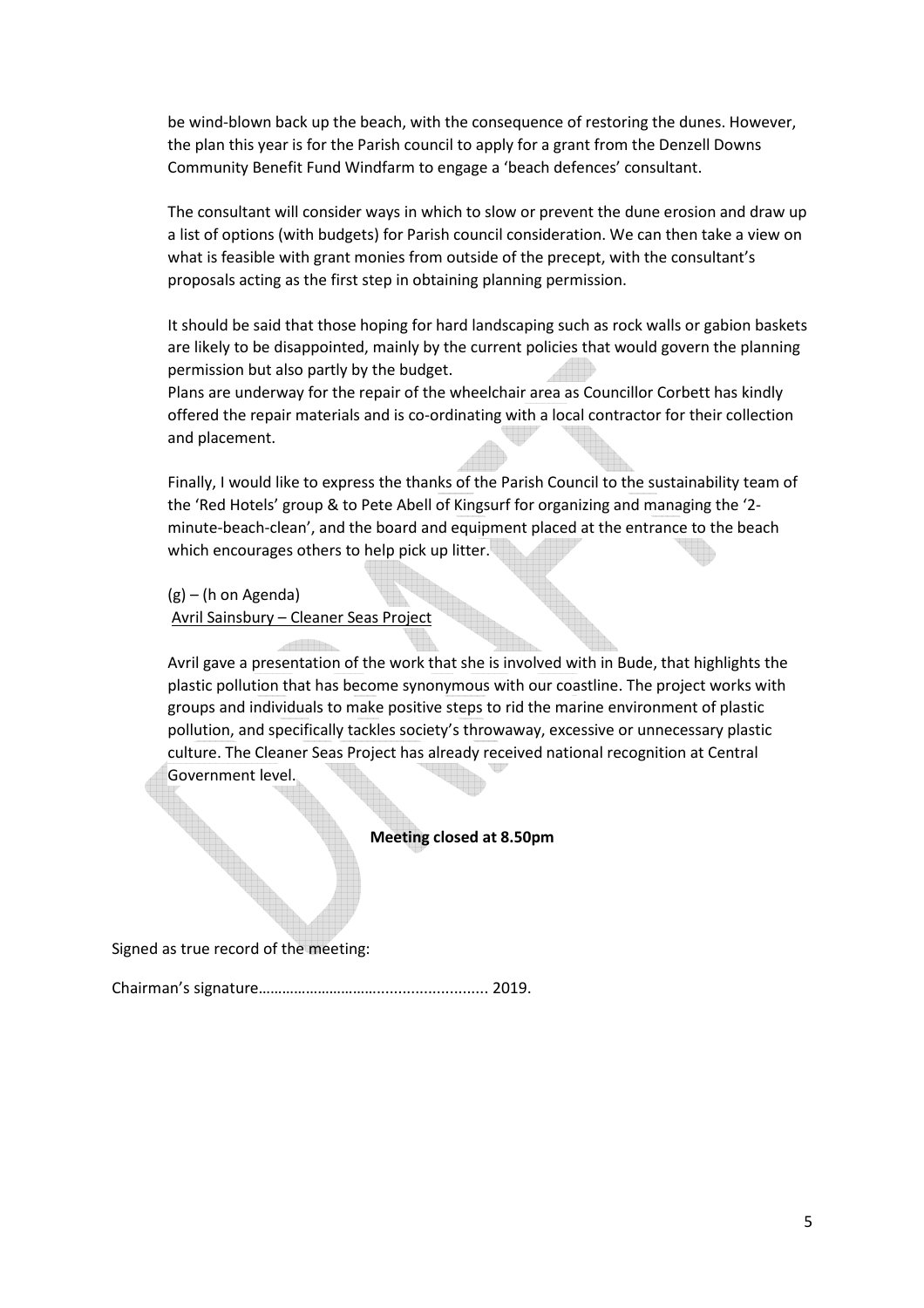be wind-blown back up the beach, with the consequence of restoring the dunes. However, the plan this year is for the Parish council to apply for a grant from the Denzell Downs Community Benefit Fund Windfarm to engage a 'beach defences' consultant.

The consultant will consider ways in which to slow or prevent the dune erosion and draw up a list of options (with budgets) for Parish council consideration. We can then take a view on what is feasible with grant monies from outside of the precept, with the consultant's proposals acting as the first step in obtaining planning permission.

It should be said that those hoping for hard landscaping such as rock walls or gabion baskets are likely to be disappointed, mainly by the current policies that would govern the planning permission but also partly by the budget.
Plans are underway for the repair of the wheelchair area as Councillor Corbett has kindly offered the repair materials and is co-ordinating with a local contractor for their collection and placement.

Finally, I would like to express the thanks of the Parish Council to the sustainability team of the 'Red Hotels' group & to Pete Abell of Kingsurf for organizing and managing the '2-minute-beach-clean', and the board and equipment placed at the entrance to the beach which encourages others to help pick up litter.

(g) – (h on Agenda)
Avril Sainsbury – Cleaner Seas Project

Avril gave a presentation of the work that she is involved with in Bude, that highlights the plastic pollution that has become synonymous with our coastline. The project works with groups and individuals to make positive steps to rid the marine environment of plastic pollution, and specifically tackles society's throwaway, excessive or unnecessary plastic culture. The Cleaner Seas Project has already received national recognition at Central Government level.

**Meeting closed at 8.50pm**

Signed as true record of the meeting:

Chairman's signature…………………………........................ 2019.